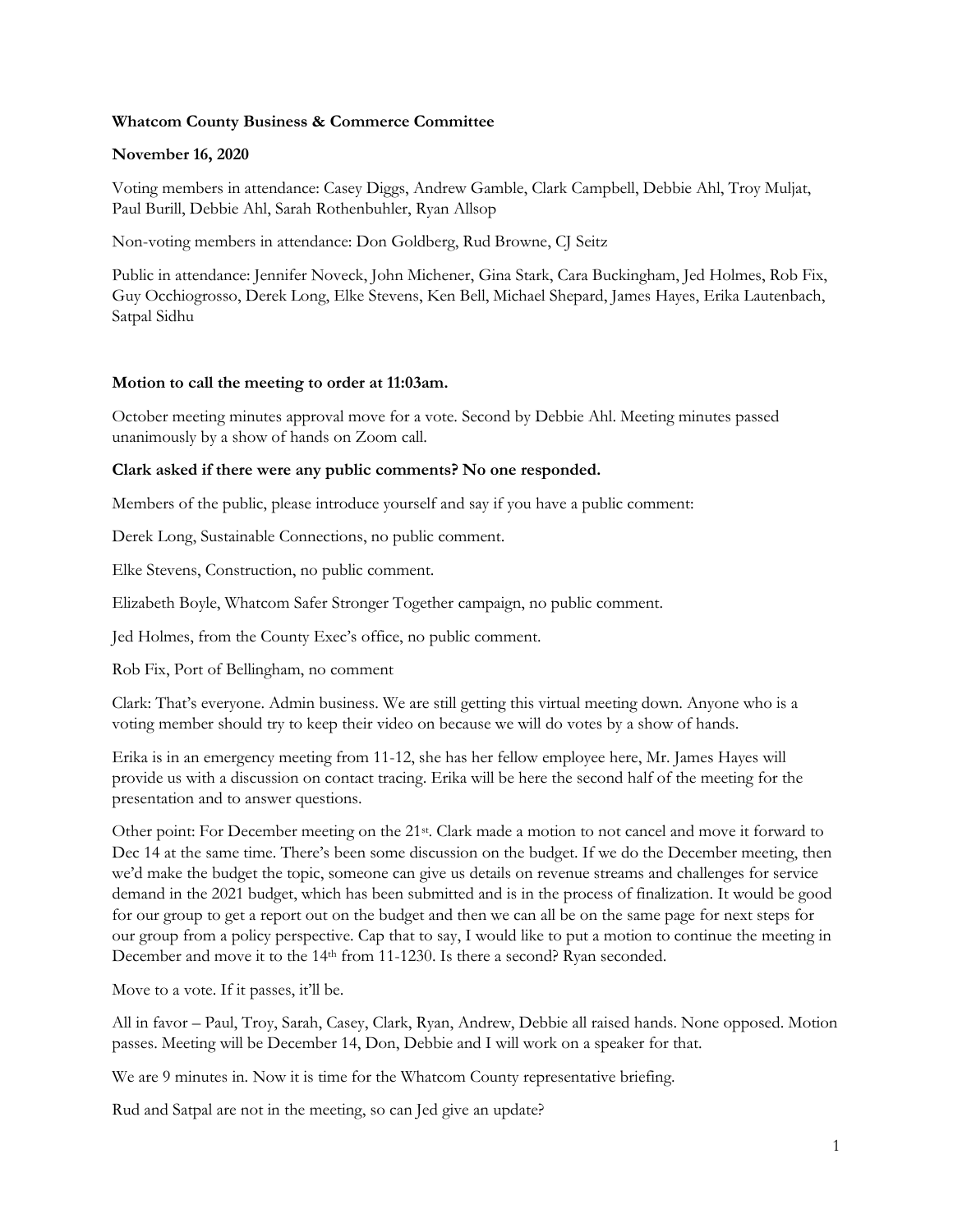**Whatcom County Business & Commerce Committee**

**November 16, 2020**

Voting members in attendance: Casey Diggs, Andrew Gamble, Clark Campbell, Debbie Ahl, Troy Muljat, Paul Burill, Debbie Ahl, Sarah Rothenbuhler, Ryan Allsop

Non-voting members in attendance: Don Goldberg, Rud Browne, CJ Seitz

Public in attendance: Jennifer Noveck, John Michener, Gina Stark, Cara Buckingham, Jed Holmes, Rob Fix, Guy Occhiogrosso, Derek Long, Elke Stevens, Ken Bell, Michael Shepard, James Hayes, Erika Lautenbach, Satpal Sidhu

**Motion to call the meeting to order at 11:03am.**

October meeting minutes approval move for a vote. Second by Debbie Ahl. Meeting minutes passed unanimously by a show of hands on Zoom call.

**Clark asked if there were any public comments? No one responded.**

Members of the public, please introduce yourself and say if you have a public comment:

Derek Long, Sustainable Connections, no public comment.

Elke Stevens, Construction, no public comment.

Elizabeth Boyle, Whatcom Safer Stronger Together campaign, no public comment.

Jed Holmes, from the County Exec's office, no public comment.

Rob Fix, Port of Bellingham, no comment

Clark: That's everyone. Admin business. We are still getting this virtual meeting down. Anyone who is a voting member should try to keep their video on because we will do votes by a show of hands.

Erika is in an emergency meeting from 11-12, she has her fellow employee here, Mr. James Hayes will provide us with a discussion on contact tracing. Erika will be here the second half of the meeting for the presentation and to answer questions.

Other point: For December meeting on the 21st. Clark made a motion to not cancel and move it forward to Dec 14 at the same time. There's been some discussion on the budget. If we do the December meeting, then we'd make the budget the topic, someone can give us details on revenue streams and challenges for service demand in the 2021 budget, which has been submitted and is in the process of finalization. It would be good for our group to get a report out on the budget and then we can all be on the same page for next steps for our group from a policy perspective. Cap that to say, I would like to put a motion to continue the meeting in December and move it to the 14th from 11-1230. Is there a second? Ryan seconded.

Move to a vote. If it passes, it'll be.

All in favor – Paul, Troy, Sarah, Casey, Clark, Ryan, Andrew, Debbie all raised hands. None opposed. Motion passes. Meeting will be December 14, Don, Debbie and I will work on a speaker for that.

We are 9 minutes in. Now it is time for the Whatcom County representative briefing.

Rud and Satpal are not in the meeting, so can Jed give an update?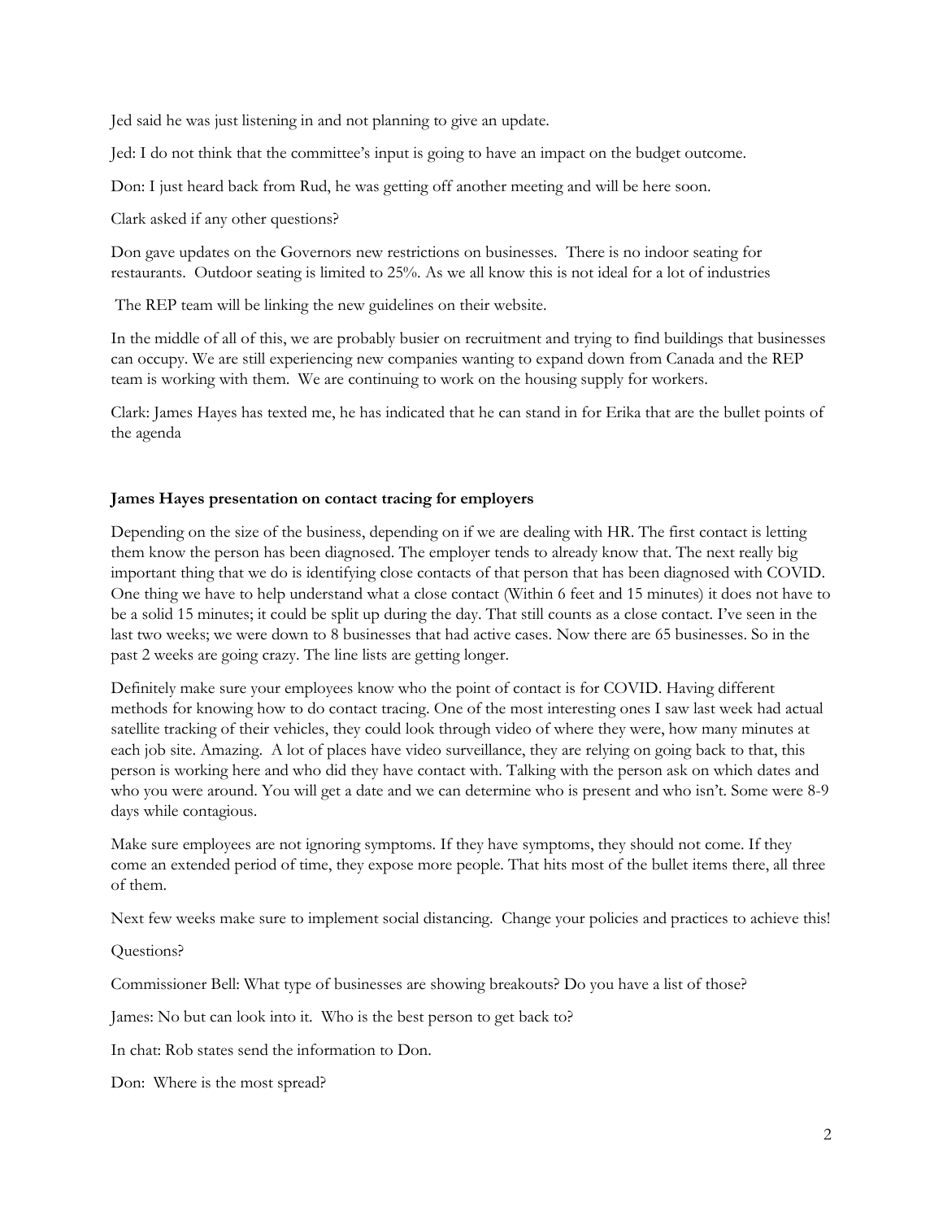Jed said he was just listening in and not planning to give an update.

Jed: I do not think that the committee's input is going to have an impact on the budget outcome.

Don: I just heard back from Rud, he was getting off another meeting and will be here soon.

Clark asked if any other questions?

Don gave updates on the Governors new restrictions on businesses. There is no indoor seating for restaurants. Outdoor seating is limited to 25%. As we all know this is not ideal for a lot of industries

The REP team will be linking the new guidelines on their website.

In the middle of all of this, we are probably busier on recruitment and trying to find buildings that businesses can occupy. We are still experiencing new companies wanting to expand down from Canada and the REP team is working with them. We are continuing to work on the housing supply for workers.

Clark: James Hayes has texted me, he has indicated that he can stand in for Erika that are the bullet points of the agenda

**James Hayes presentation on contact tracing for employers**

Depending on the size of the business, depending on if we are dealing with HR. The first contact is letting them know the person has been diagnosed. The employer tends to already know that. The next really big important thing that we do is identifying close contacts of that person that has been diagnosed with COVID. One thing we have to help understand what a close contact (Within 6 feet and 15 minutes) it does not have to be a solid 15 minutes; it could be split up during the day. That still counts as a close contact. I've seen in the last two weeks; we were down to 8 businesses that had active cases. Now there are 65 businesses. So in the past 2 weeks are going crazy. The line lists are getting longer.

Definitely make sure your employees know who the point of contact is for COVID. Having different methods for knowing how to do contact tracing. One of the most interesting ones I saw last week had actual satellite tracking of their vehicles, they could look through video of where they were, how many minutes at each job site. Amazing. A lot of places have video surveillance, they are relying on going back to that, this person is working here and who did they have contact with. Talking with the person ask on which dates and who you were around. You will get a date and we can determine who is present and who isn't. Some were 8-9 days while contagious.

Make sure employees are not ignoring symptoms. If they have symptoms, they should not come. If they come an extended period of time, they expose more people. That hits most of the bullet items there, all three of them.

Next few weeks make sure to implement social distancing. Change your policies and practices to achieve this!

Questions?

Commissioner Bell: What type of businesses are showing breakouts? Do you have a list of those?

James: No but can look into it. Who is the best person to get back to?

In chat: Rob states send the information to Don.

Don: Where is the most spread?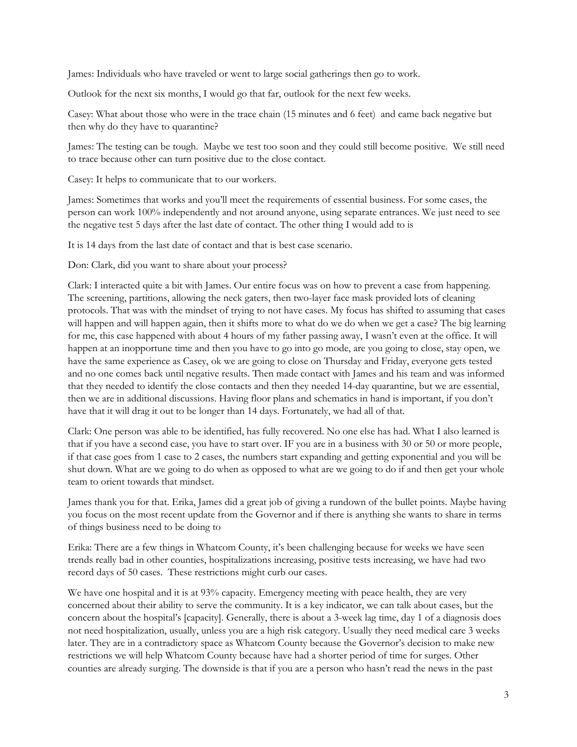James: Individuals who have traveled or went to large social gatherings then go to work.

Outlook for the next six months, I would go that far, outlook for the next few weeks.

Casey: What about those who were in the trace chain (15 minutes and 6 feet) and came back negative but then why do they have to quarantine?

James: The testing can be tough. Maybe we test too soon and they could still become positive. We still need to trace because other can turn positive due to the close contact.

Casey: It helps to communicate that to our workers.

James: Sometimes that works and you'll meet the requirements of essential business. For some cases, the person can work 100% independently and not around anyone, using separate entrances. We just need to see the negative test 5 days after the last date of contact. The other thing I would add to is

It is 14 days from the last date of contact and that is best case scenario.

Don: Clark, did you want to share about your process?

Clark: I interacted quite a bit with James. Our entire focus was on how to prevent a case from happening. The screening, partitions, allowing the neck gaters, then two-layer face mask provided lots of cleaning protocols. That was with the mindset of trying to not have cases. My focus has shifted to assuming that cases will happen and will happen again, then it shifts more to what do we do when we get a case? The big learning for me, this case happened with about 4 hours of my father passing away, I wasn't even at the office. It will happen at an inopportune time and then you have to go into go mode, are you going to close, stay open, we have the same experience as Casey, ok we are going to close on Thursday and Friday, everyone gets tested and no one comes back until negative results. Then made contact with James and his team and was informed that they needed to identify the close contacts and then they needed 14-day quarantine, but we are essential, then we are in additional discussions. Having floor plans and schematics in hand is important, if you don't have that it will drag it out to be longer than 14 days. Fortunately, we had all of that.

Clark: One person was able to be identified, has fully recovered. No one else has had. What I also learned is that if you have a second case, you have to start over. IF you are in a business with 30 or 50 or more people, if that case goes from 1 case to 2 cases, the numbers start expanding and getting exponential and you will be shut down. What are we going to do when as opposed to what are we going to do if and then get your whole team to orient towards that mindset.

James thank you for that. Erika, James did a great job of giving a rundown of the bullet points. Maybe having you focus on the most recent update from the Governor and if there is anything she wants to share in terms of things business need to be doing to

Erika: There are a few things in Whatcom County, it's been challenging because for weeks we have seen trends really bad in other counties, hospitalizations increasing, positive tests increasing, we have had two record days of 50 cases. These restrictions might curb our cases.

We have one hospital and it is at 93% capacity. Emergency meeting with peace health, they are very concerned about their ability to serve the community. It is a key indicator, we can talk about cases, but the concern about the hospital's [capacity]. Generally, there is about a 3-week lag time, day 1 of a diagnosis does not need hospitalization, usually, unless you are a high risk category. Usually they need medical care 3 weeks later. They are in a contradictory space as Whatcom County because the Governor's decision to make new restrictions we will help Whatcom County because have had a shorter period of time for surges. Other counties are already surging. The downside is that if you are a person who hasn't read the news in the past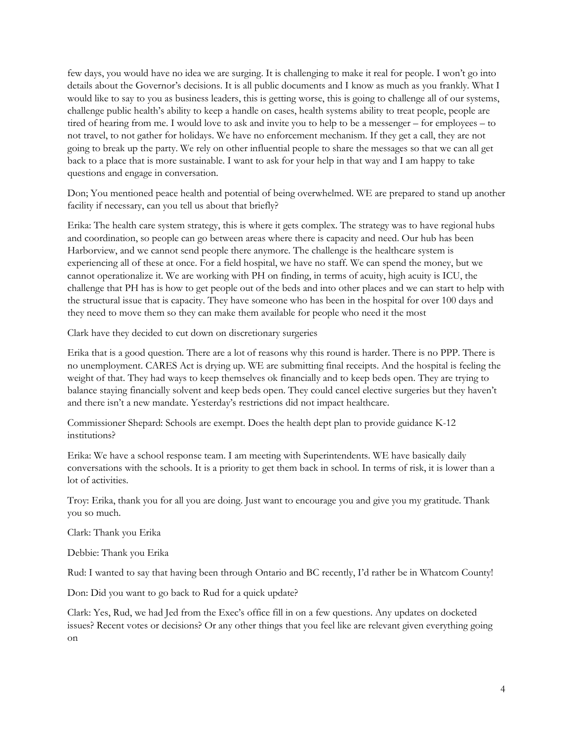few days, you would have no idea we are surging. It is challenging to make it real for people. I won't go into details about the Governor's decisions. It is all public documents and I know as much as you frankly. What I would like to say to you as business leaders, this is getting worse, this is going to challenge all of our systems, challenge public health's ability to keep a handle on cases, health systems ability to treat people, people are tired of hearing from me. I would love to ask and invite you to help to be a messenger – for employees – to not travel, to not gather for holidays. We have no enforcement mechanism. If they get a call, they are not going to break up the party. We rely on other influential people to share the messages so that we can all get back to a place that is more sustainable. I want to ask for your help in that way and I am happy to take questions and engage in conversation.

Don; You mentioned peace health and potential of being overwhelmed. WE are prepared to stand up another facility if necessary, can you tell us about that briefly?

Erika: The health care system strategy, this is where it gets complex. The strategy was to have regional hubs and coordination, so people can go between areas where there is capacity and need. Our hub has been Harborview, and we cannot send people there anymore. The challenge is the healthcare system is experiencing all of these at once. For a field hospital, we have no staff. We can spend the money, but we cannot operationalize it. We are working with PH on finding, in terms of acuity, high acuity is ICU, the challenge that PH has is how to get people out of the beds and into other places and we can start to help with the structural issue that is capacity. They have someone who has been in the hospital for over 100 days and they need to move them so they can make them available for people who need it the most

Clark have they decided to cut down on discretionary surgeries

Erika that is a good question. There are a lot of reasons why this round is harder. There is no PPP. There is no unemployment. CARES Act is drying up. WE are submitting final receipts. And the hospital is feeling the weight of that. They had ways to keep themselves ok financially and to keep beds open. They are trying to balance staying financially solvent and keep beds open. They could cancel elective surgeries but they haven't and there isn't a new mandate. Yesterday's restrictions did not impact healthcare.

Commissioner Shepard: Schools are exempt. Does the health dept plan to provide guidance K-12 institutions?

Erika: We have a school response team. I am meeting with Superintendents. WE have basically daily conversations with the schools. It is a priority to get them back in school. In terms of risk, it is lower than a lot of activities.

Troy: Erika, thank you for all you are doing. Just want to encourage you and give you my gratitude. Thank you so much.

Clark: Thank you Erika

Debbie: Thank you Erika

Rud: I wanted to say that having been through Ontario and BC recently, I'd rather be in Whatcom County!

Don: Did you want to go back to Rud for a quick update?

Clark: Yes, Rud, we had Jed from the Exec's office fill in on a few questions. Any updates on docketed issues? Recent votes or decisions? Or any other things that you feel like are relevant given everything going on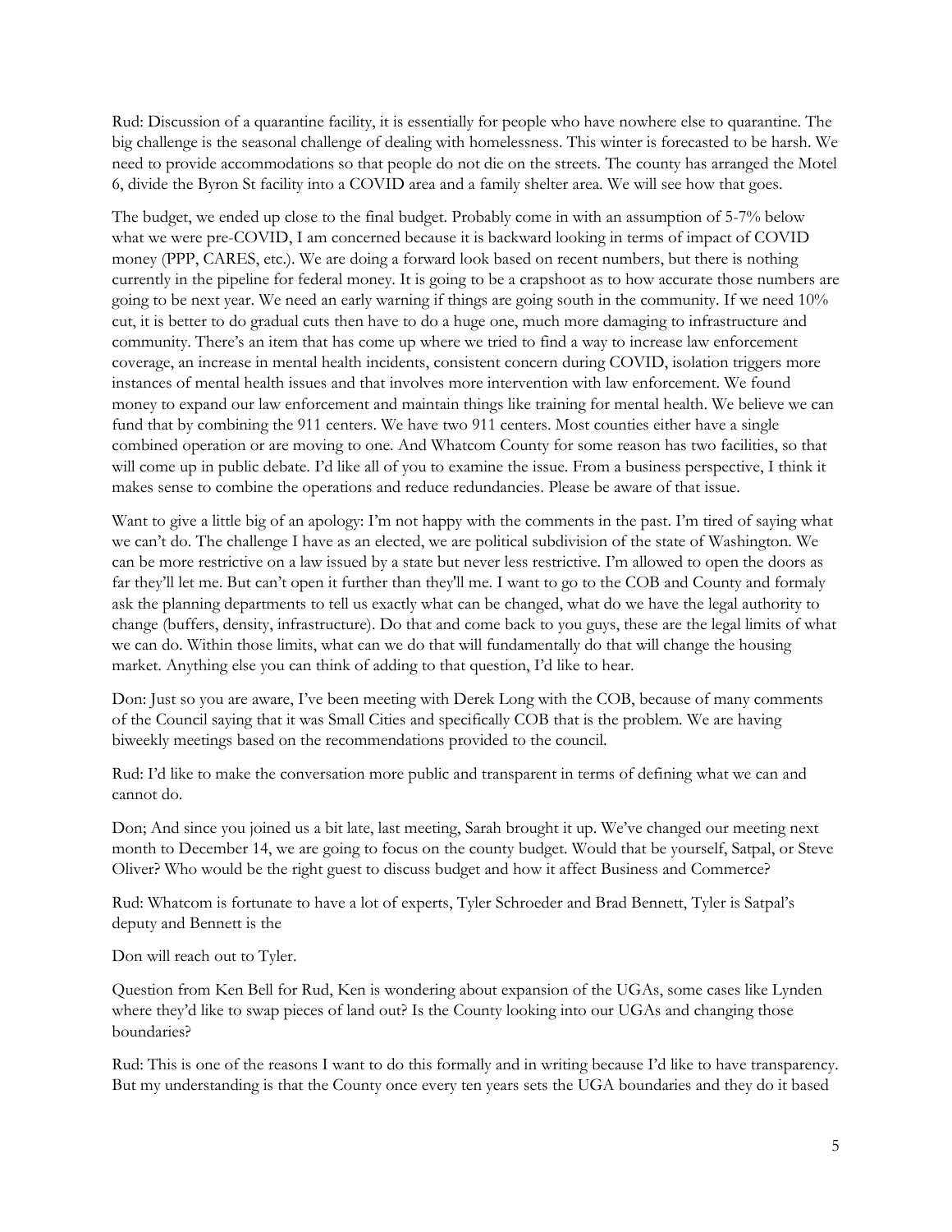Rud: Discussion of a quarantine facility, it is essentially for people who have nowhere else to quarantine. The big challenge is the seasonal challenge of dealing with homelessness. This winter is forecasted to be harsh. We need to provide accommodations so that people do not die on the streets. The county has arranged the Motel 6, divide the Byron St facility into a COVID area and a family shelter area. We will see how that goes.

The budget, we ended up close to the final budget. Probably come in with an assumption of 5-7% below what we were pre-COVID, I am concerned because it is backward looking in terms of impact of COVID money (PPP, CARES, etc.). We are doing a forward look based on recent numbers, but there is nothing currently in the pipeline for federal money. It is going to be a crapshoot as to how accurate those numbers are going to be next year. We need an early warning if things are going south in the community. If we need 10% cut, it is better to do gradual cuts then have to do a huge one, much more damaging to infrastructure and community. There's an item that has come up where we tried to find a way to increase law enforcement coverage, an increase in mental health incidents, consistent concern during COVID, isolation triggers more instances of mental health issues and that involves more intervention with law enforcement. We found money to expand our law enforcement and maintain things like training for mental health. We believe we can fund that by combining the 911 centers. We have two 911 centers. Most counties either have a single combined operation or are moving to one. And Whatcom County for some reason has two facilities, so that will come up in public debate. I'd like all of you to examine the issue. From a business perspective, I think it makes sense to combine the operations and reduce redundancies. Please be aware of that issue.

Want to give a little big of an apology: I'm not happy with the comments in the past. I'm tired of saying what we can't do. The challenge I have as an elected, we are political subdivision of the state of Washington. We can be more restrictive on a law issued by a state but never less restrictive. I'm allowed to open the doors as far they'll let me. But can't open it further than they'll me. I want to go to the COB and County and formaly ask the planning departments to tell us exactly what can be changed, what do we have the legal authority to change (buffers, density, infrastructure). Do that and come back to you guys, these are the legal limits of what we can do. Within those limits, what can we do that will fundamentally do that will change the housing market. Anything else you can think of adding to that question, I'd like to hear.

Don: Just so you are aware, I've been meeting with Derek Long with the COB, because of many comments of the Council saying that it was Small Cities and specifically COB that is the problem. We are having biweekly meetings based on the recommendations provided to the council.

Rud: I'd like to make the conversation more public and transparent in terms of defining what we can and cannot do.

Don; And since you joined us a bit late, last meeting, Sarah brought it up. We've changed our meeting next month to December 14, we are going to focus on the county budget. Would that be yourself, Satpal, or Steve Oliver? Who would be the right guest to discuss budget and how it affect Business and Commerce?

Rud: Whatcom is fortunate to have a lot of experts, Tyler Schroeder and Brad Bennett, Tyler is Satpal's deputy and Bennett is the

Don will reach out to Tyler.

Question from Ken Bell for Rud, Ken is wondering about expansion of the UGAs, some cases like Lynden where they'd like to swap pieces of land out? Is the County looking into our UGAs and changing those boundaries?

Rud: This is one of the reasons I want to do this formally and in writing because I'd like to have transparency. But my understanding is that the County once every ten years sets the UGA boundaries and they do it based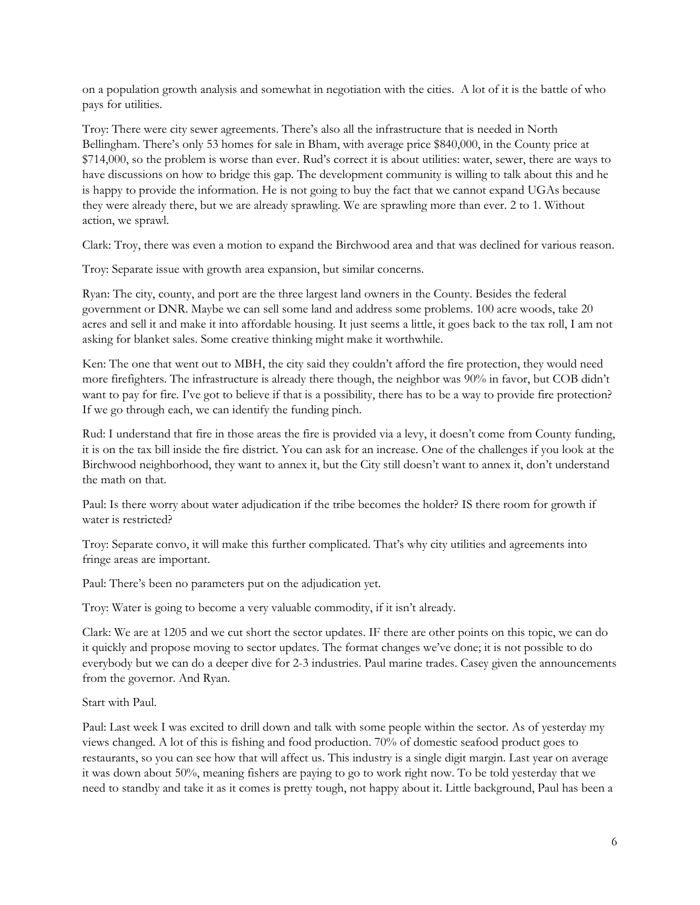on a population growth analysis and somewhat in negotiation with the cities. A lot of it is the battle of who pays for utilities.

Troy: There were city sewer agreements. There's also all the infrastructure that is needed in North Bellingham. There's only 53 homes for sale in Bham, with average price $840,000, in the County price at $714,000, so the problem is worse than ever. Rud's correct it is about utilities: water, sewer, there are ways to have discussions on how to bridge this gap. The development community is willing to talk about this and he is happy to provide the information. He is not going to buy the fact that we cannot expand UGAs because they were already there, but we are already sprawling. We are sprawling more than ever. 2 to 1. Without action, we sprawl.

Clark: Troy, there was even a motion to expand the Birchwood area and that was declined for various reason.

Troy: Separate issue with growth area expansion, but similar concerns.

Ryan: The city, county, and port are the three largest land owners in the County. Besides the federal government or DNR. Maybe we can sell some land and address some problems. 100 acre woods, take 20 acres and sell it and make it into affordable housing. It just seems a little, it goes back to the tax roll, I am not asking for blanket sales. Some creative thinking might make it worthwhile.

Ken: The one that went out to MBH, the city said they couldn't afford the fire protection, they would need more firefighters. The infrastructure is already there though, the neighbor was 90% in favor, but COB didn't want to pay for fire. I've got to believe if that is a possibility, there has to be a way to provide fire protection? If we go through each, we can identify the funding pinch.

Rud: I understand that fire in those areas the fire is provided via a levy, it doesn't come from County funding, it is on the tax bill inside the fire district. You can ask for an increase. One of the challenges if you look at the Birchwood neighborhood, they want to annex it, but the City still doesn't want to annex it, don't understand the math on that.

Paul: Is there worry about water adjudication if the tribe becomes the holder? IS there room for growth if water is restricted?

Troy: Separate convo, it will make this further complicated. That's why city utilities and agreements into fringe areas are important.

Paul: There's been no parameters put on the adjudication yet.

Troy: Water is going to become a very valuable commodity, if it isn't already.

Clark: We are at 1205 and we cut short the sector updates. IF there are other points on this topic, we can do it quickly and propose moving to sector updates. The format changes we've done; it is not possible to do everybody but we can do a deeper dive for 2-3 industries. Paul marine trades. Casey given the announcements from the governor. And Ryan.

Start with Paul.

Paul: Last week I was excited to drill down and talk with some people within the sector. As of yesterday my views changed. A lot of this is fishing and food production. 70% of domestic seafood product goes to restaurants, so you can see how that will affect us. This industry is a single digit margin. Last year on average it was down about 50%, meaning fishers are paying to go to work right now. To be told yesterday that we need to standby and take it as it comes is pretty tough, not happy about it. Little background, Paul has been a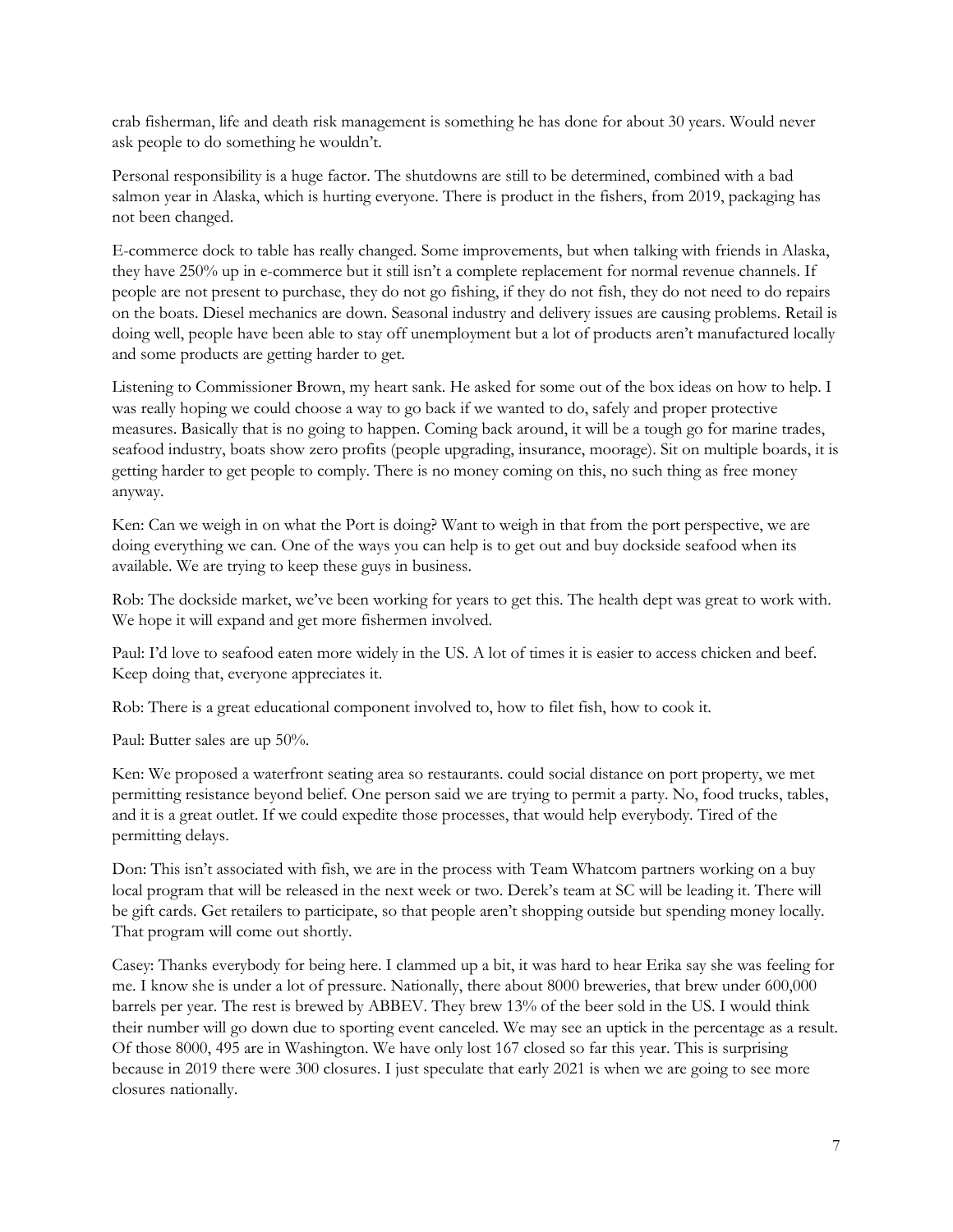crab fisherman, life and death risk management is something he has done for about 30 years. Would never ask people to do something he wouldn't.

Personal responsibility is a huge factor. The shutdowns are still to be determined, combined with a bad salmon year in Alaska, which is hurting everyone. There is product in the fishers, from 2019, packaging has not been changed.

E-commerce dock to table has really changed. Some improvements, but when talking with friends in Alaska, they have 250% up in e-commerce but it still isn't a complete replacement for normal revenue channels. If people are not present to purchase, they do not go fishing, if they do not fish, they do not need to do repairs on the boats. Diesel mechanics are down. Seasonal industry and delivery issues are causing problems. Retail is doing well, people have been able to stay off unemployment but a lot of products aren't manufactured locally and some products are getting harder to get.

Listening to Commissioner Brown, my heart sank. He asked for some out of the box ideas on how to help. I was really hoping we could choose a way to go back if we wanted to do, safely and proper protective measures. Basically that is no going to happen. Coming back around, it will be a tough go for marine trades, seafood industry, boats show zero profits (people upgrading, insurance, moorage). Sit on multiple boards, it is getting harder to get people to comply. There is no money coming on this, no such thing as free money anyway.

Ken: Can we weigh in on what the Port is doing? Want to weigh in that from the port perspective, we are doing everything we can. One of the ways you can help is to get out and buy dockside seafood when its available. We are trying to keep these guys in business.

Rob: The dockside market, we've been working for years to get this. The health dept was great to work with. We hope it will expand and get more fishermen involved.

Paul: I'd love to seafood eaten more widely in the US. A lot of times it is easier to access chicken and beef. Keep doing that, everyone appreciates it.

Rob: There is a great educational component involved to, how to filet fish, how to cook it.

Paul: Butter sales are up 50%.

Ken: We proposed a waterfront seating area so restaurants. could social distance on port property, we met permitting resistance beyond belief. One person said we are trying to permit a party. No, food trucks, tables, and it is a great outlet. If we could expedite those processes, that would help everybody. Tired of the permitting delays.

Don: This isn't associated with fish, we are in the process with Team Whatcom partners working on a buy local program that will be released in the next week or two. Derek's team at SC will be leading it. There will be gift cards. Get retailers to participate, so that people aren't shopping outside but spending money locally. That program will come out shortly.

Casey: Thanks everybody for being here. I clammed up a bit, it was hard to hear Erika say she was feeling for me. I know she is under a lot of pressure. Nationally, there about 8000 breweries, that brew under 600,000 barrels per year. The rest is brewed by ABBEV. They brew 13% of the beer sold in the US. I would think their number will go down due to sporting event canceled. We may see an uptick in the percentage as a result. Of those 8000, 495 are in Washington. We have only lost 167 closed so far this year. This is surprising because in 2019 there were 300 closures. I just speculate that early 2021 is when we are going to see more closures nationally.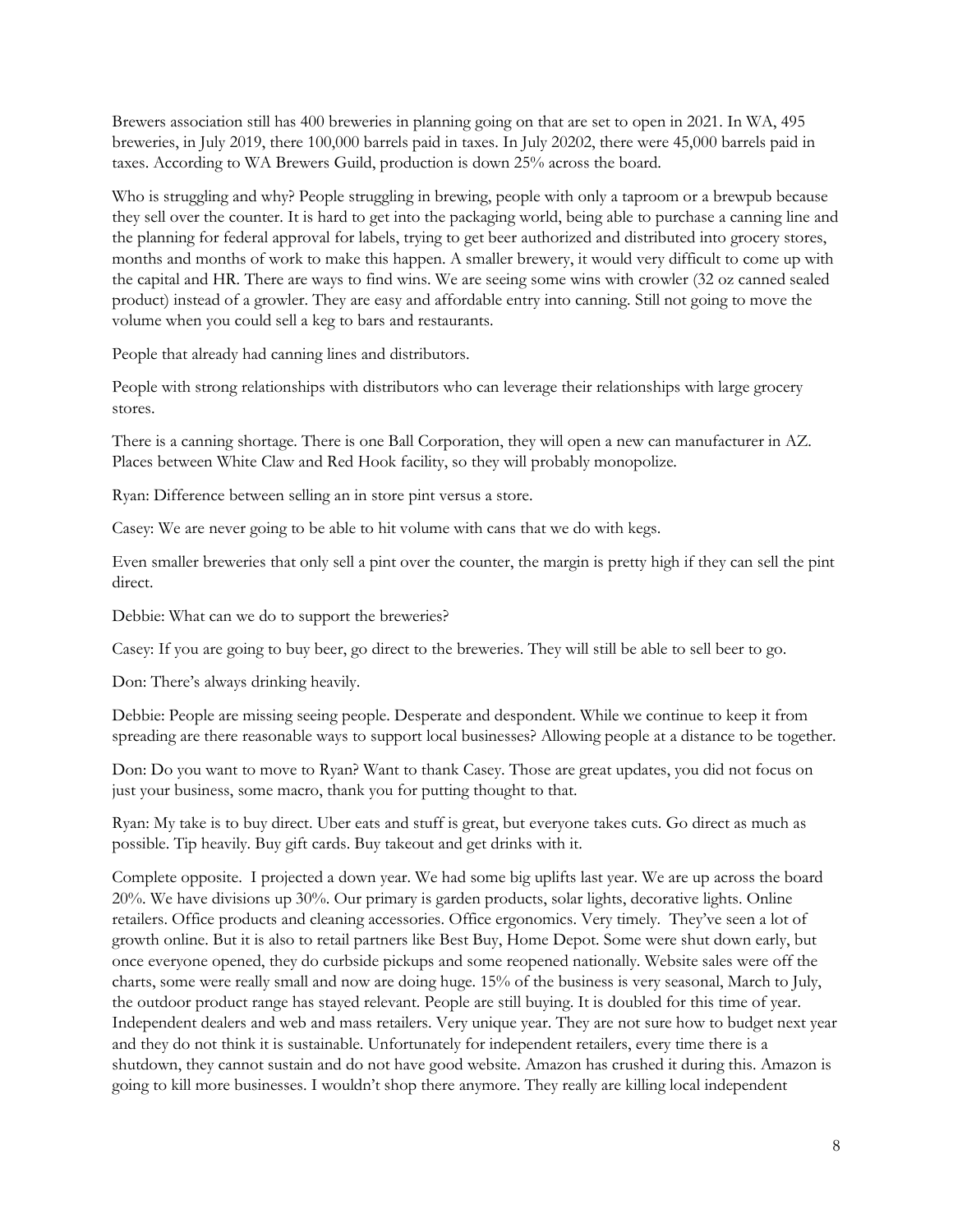Brewers association still has 400 breweries in planning going on that are set to open in 2021. In WA, 495 breweries, in July 2019, there 100,000 barrels paid in taxes. In July 20202, there were 45,000 barrels paid in taxes. According to WA Brewers Guild, production is down 25% across the board.

Who is struggling and why? People struggling in brewing, people with only a taproom or a brewpub because they sell over the counter. It is hard to get into the packaging world, being able to purchase a canning line and the planning for federal approval for labels, trying to get beer authorized and distributed into grocery stores, months and months of work to make this happen. A smaller brewery, it would very difficult to come up with the capital and HR. There are ways to find wins. We are seeing some wins with crowler (32 oz canned sealed product) instead of a growler. They are easy and affordable entry into canning. Still not going to move the volume when you could sell a keg to bars and restaurants.

People that already had canning lines and distributors.

People with strong relationships with distributors who can leverage their relationships with large grocery stores.

There is a canning shortage. There is one Ball Corporation, they will open a new can manufacturer in AZ. Places between White Claw and Red Hook facility, so they will probably monopolize.

Ryan: Difference between selling an in store pint versus a store.

Casey: We are never going to be able to hit volume with cans that we do with kegs.

Even smaller breweries that only sell a pint over the counter, the margin is pretty high if they can sell the pint direct.

Debbie: What can we do to support the breweries?

Casey: If you are going to buy beer, go direct to the breweries. They will still be able to sell beer to go.

Don: There's always drinking heavily.

Debbie: People are missing seeing people. Desperate and despondent. While we continue to keep it from spreading are there reasonable ways to support local businesses? Allowing people at a distance to be together.

Don: Do you want to move to Ryan? Want to thank Casey. Those are great updates, you did not focus on just your business, some macro, thank you for putting thought to that.

Ryan: My take is to buy direct. Uber eats and stuff is great, but everyone takes cuts. Go direct as much as possible. Tip heavily. Buy gift cards. Buy takeout and get drinks with it.

Complete opposite. I projected a down year. We had some big uplifts last year. We are up across the board 20%. We have divisions up 30%. Our primary is garden products, solar lights, decorative lights. Online retailers. Office products and cleaning accessories. Office ergonomics. Very timely. They've seen a lot of growth online. But it is also to retail partners like Best Buy, Home Depot. Some were shut down early, but once everyone opened, they do curbside pickups and some reopened nationally. Website sales were off the charts, some were really small and now are doing huge. 15% of the business is very seasonal, March to July, the outdoor product range has stayed relevant. People are still buying. It is doubled for this time of year. Independent dealers and web and mass retailers. Very unique year. They are not sure how to budget next year and they do not think it is sustainable. Unfortunately for independent retailers, every time there is a shutdown, they cannot sustain and do not have good website. Amazon has crushed it during this. Amazon is going to kill more businesses. I wouldn't shop there anymore. They really are killing local independent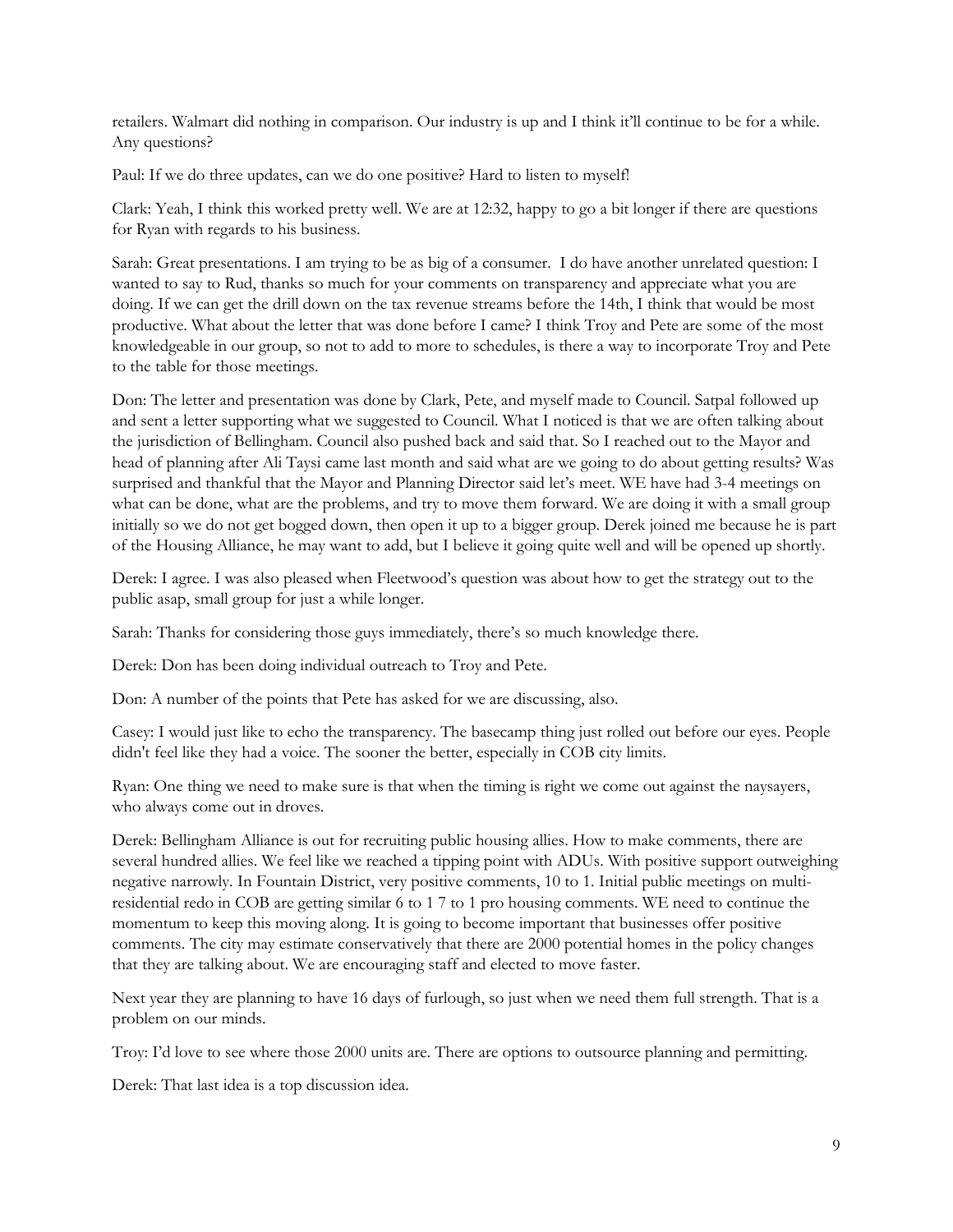retailers. Walmart did nothing in comparison. Our industry is up and I think it'll continue to be for a while. Any questions?

Paul: If we do three updates, can we do one positive? Hard to listen to myself!

Clark: Yeah, I think this worked pretty well. We are at 12:32, happy to go a bit longer if there are questions for Ryan with regards to his business.

Sarah: Great presentations. I am trying to be as big of a consumer. I do have another unrelated question: I wanted to say to Rud, thanks so much for your comments on transparency and appreciate what you are doing. If we can get the drill down on the tax revenue streams before the 14th, I think that would be most productive. What about the letter that was done before I came? I think Troy and Pete are some of the most knowledgeable in our group, so not to add to more to schedules, is there a way to incorporate Troy and Pete to the table for those meetings.

Don: The letter and presentation was done by Clark, Pete, and myself made to Council. Satpal followed up and sent a letter supporting what we suggested to Council. What I noticed is that we are often talking about the jurisdiction of Bellingham. Council also pushed back and said that. So I reached out to the Mayor and head of planning after Ali Taysi came last month and said what are we going to do about getting results? Was surprised and thankful that the Mayor and Planning Director said let's meet. WE have had 3-4 meetings on what can be done, what are the problems, and try to move them forward. We are doing it with a small group initially so we do not get bogged down, then open it up to a bigger group. Derek joined me because he is part of the Housing Alliance, he may want to add, but I believe it going quite well and will be opened up shortly.

Derek: I agree. I was also pleased when Fleetwood's question was about how to get the strategy out to the public asap, small group for just a while longer.

Sarah: Thanks for considering those guys immediately, there's so much knowledge there.

Derek: Don has been doing individual outreach to Troy and Pete.

Don: A number of the points that Pete has asked for we are discussing, also.

Casey: I would just like to echo the transparency. The basecamp thing just rolled out before our eyes. People didn't feel like they had a voice. The sooner the better, especially in COB city limits.

Ryan: One thing we need to make sure is that when the timing is right we come out against the naysayers, who always come out in droves.

Derek: Bellingham Alliance is out for recruiting public housing allies. How to make comments, there are several hundred allies. We feel like we reached a tipping point with ADUs. With positive support outweighing negative narrowly. In Fountain District, very positive comments, 10 to 1. Initial public meetings on multi-residential redo in COB are getting similar 6 to 1 7 to 1 pro housing comments. WE need to continue the momentum to keep this moving along. It is going to become important that businesses offer positive comments. The city may estimate conservatively that there are 2000 potential homes in the policy changes that they are talking about. We are encouraging staff and elected to move faster.

Next year they are planning to have 16 days of furlough, so just when we need them full strength. That is a problem on our minds.

Troy: I'd love to see where those 2000 units are. There are options to outsource planning and permitting.

Derek: That last idea is a top discussion idea.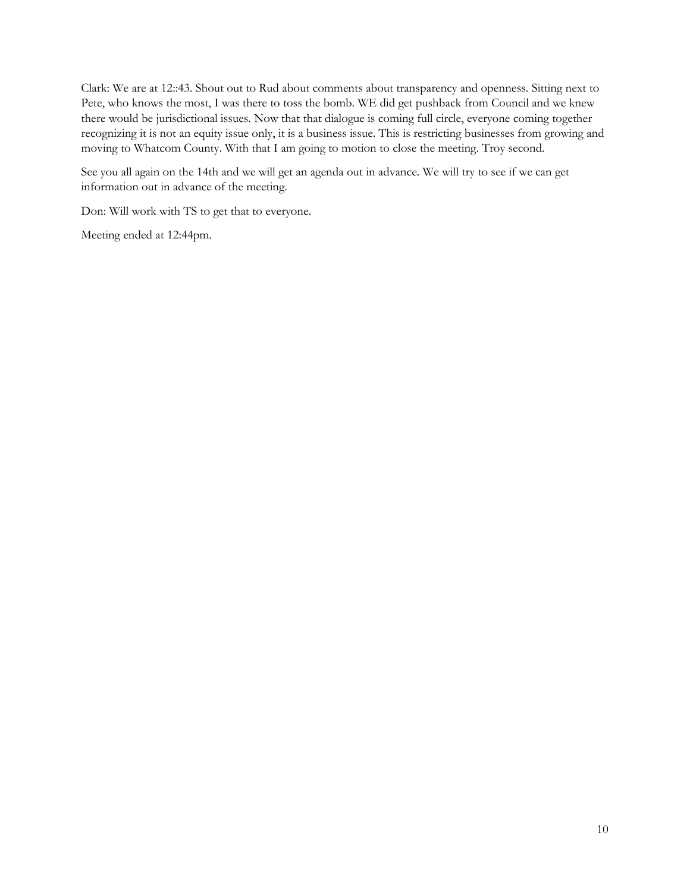Clark: We are at 12::43. Shout out to Rud about comments about transparency and openness. Sitting next to Pete, who knows the most, I was there to toss the bomb. WE did get pushback from Council and we knew there would be jurisdictional issues. Now that that dialogue is coming full circle, everyone coming together recognizing it is not an equity issue only, it is a business issue. This is restricting businesses from growing and moving to Whatcom County. With that I am going to motion to close the meeting. Troy second.

See you all again on the 14th and we will get an agenda out in advance. We will try to see if we can get information out in advance of the meeting.

Don: Will work with TS to get that to everyone.

Meeting ended at 12:44pm.